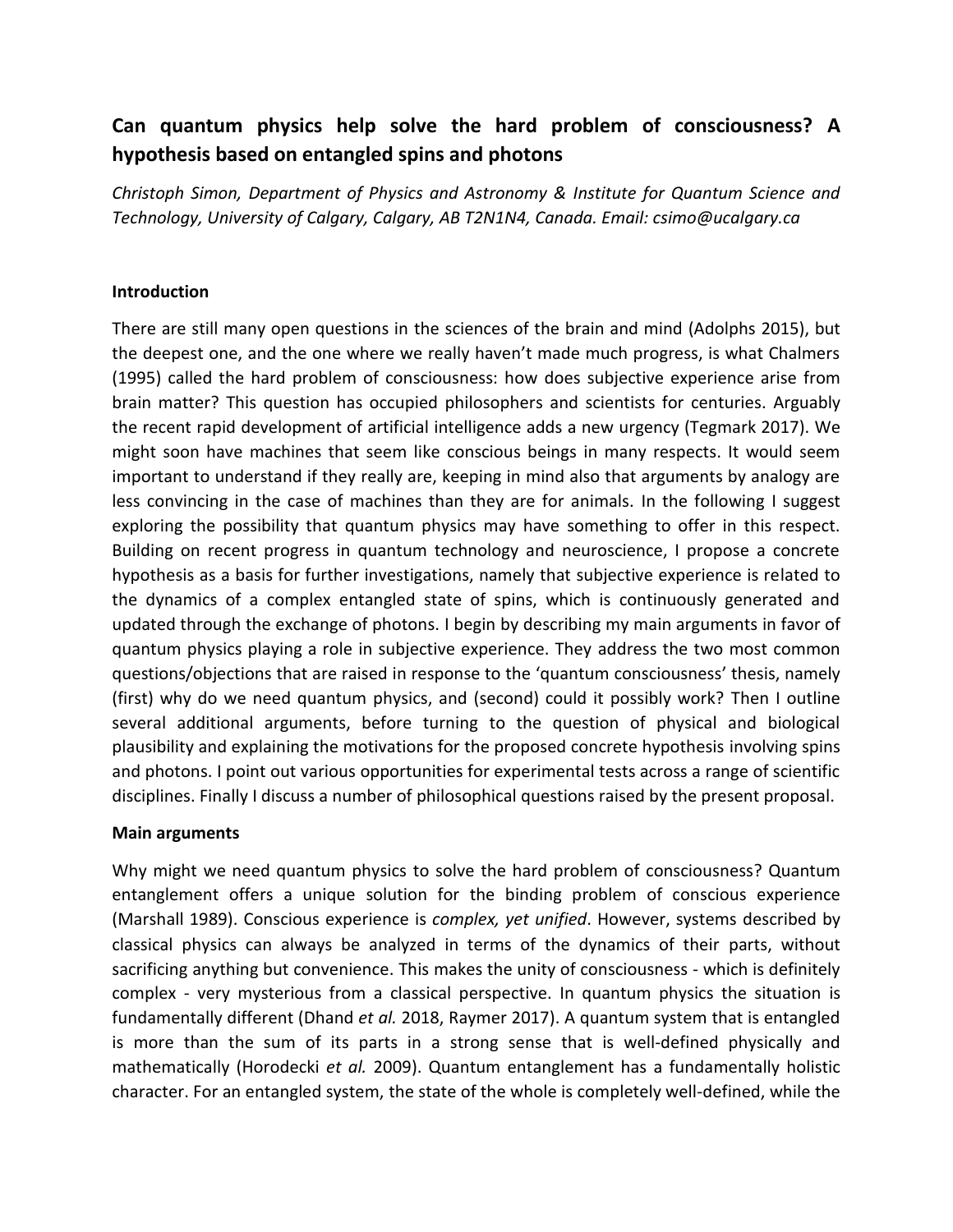# Can quantum physics help solve the hard problem of consciousness? A hypothesis based on entangled spins and photons

*Christoph Simon, Department of Physics and Astronomy & Institute for Quantum Science and Technology, University of Calgary, Calgary, AB T2N1N4, Canada. Email: csimo@ucalgary.ca*

## Introduction

There are still many open questions in the sciences of the brain and mind (Adolphs 2015), but the deepest one, and the one where we really haven't made much progress, is what Chalmers (1995) called the hard problem of consciousness: how does subjective experience arise from brain matter? This question has occupied philosophers and scientists for centuries. Arguably the recent rapid development of artificial intelligence adds a new urgency (Tegmark 2017). We might soon have machines that seem like conscious beings in many respects. It would seem important to understand if they really are, keeping in mind also that arguments by analogy are less convincing in the case of machines than they are for animals. In the following I suggest exploring the possibility that quantum physics may have something to offer in this respect. Building on recent progress in quantum technology and neuroscience, I propose a concrete hypothesis as a basis for further investigations, namely that subjective experience is related to the dynamics of a complex entangled state of spins, which is continuously generated and updated through the exchange of photons. I begin by describing my main arguments in favor of quantum physics playing a role in subjective experience. They address the two most common questions/objections that are raised in response to the 'quantum consciousness' thesis, namely (first) why do we need quantum physics, and (second) could it possibly work? Then I outline several additional arguments, before turning to the question of physical and biological plausibility and explaining the motivations for the proposed concrete hypothesis involving spins and photons. I point out various opportunities for experimental tests across a range of scientific disciplines. Finally I discuss a number of philosophical questions raised by the present proposal.

## Main arguments

Why might we need quantum physics to solve the hard problem of consciousness? Quantum entanglement offers a unique solution for the binding problem of conscious experience (Marshall 1989). Conscious experience is *complex, yet unified*. However, systems described by classical physics can always be analyzed in terms of the dynamics of their parts, without sacrificing anything but convenience. This makes the unity of consciousness - which is definitely complex - very mysterious from a classical perspective. In quantum physics the situation is fundamentally different (Dhand *et al.* 2018, Raymer 2017). A quantum system that is entangled is more than the sum of its parts in a strong sense that is well-defined physically and mathematically (Horodecki *et al.* 2009). Quantum entanglement has a fundamentally holistic character. For an entangled system, the state of the whole is completely well-defined, while the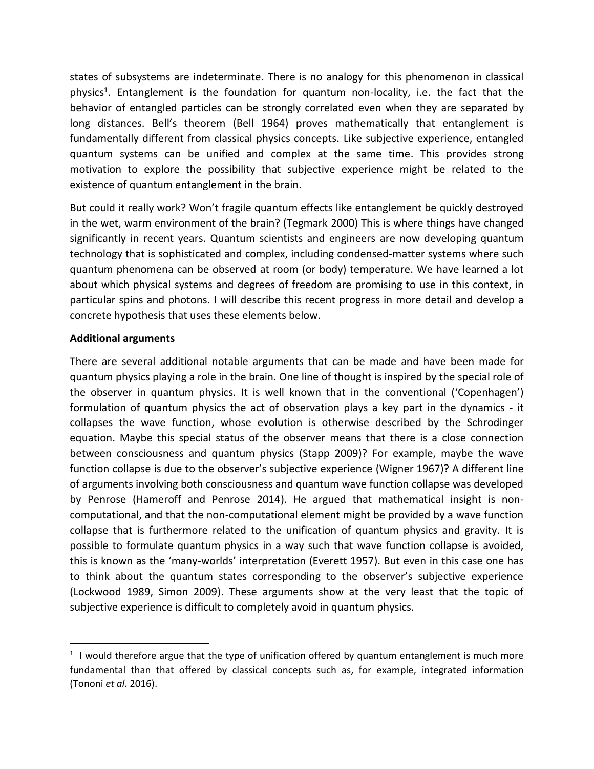states of subsystems are indeterminate. There is no analogy for this phenomenon in classical physics[1]. Entanglement is the foundation for quantum non-locality, i.e. the fact that the behavior of entangled particles can be strongly correlated even when they are separated by long distances. Bell's theorem (Bell 1964) proves mathematically that entanglement is fundamentally different from classical physics concepts. Like subjective experience, entangled quantum systems can be unified and complex at the same time. This provides strong motivation to explore the possibility that subjective experience might be related to the existence of quantum entanglement in the brain.

But could it really work? Won't fragile quantum effects like entanglement be quickly destroyed in the wet, warm environment of the brain? (Tegmark 2000) This is where things have changed significantly in recent years. Quantum scientists and engineers are now developing quantum technology that is sophisticated and complex, including condensed-matter systems where such quantum phenomena can be observed at room (or body) temperature. We have learned a lot about which physical systems and degrees of freedom are promising to use in this context, in particular spins and photons. I will describe this recent progress in more detail and develop a concrete hypothesis that uses these elements below.

**Additional arguments**

There are several additional notable arguments that can be made and have been made for quantum physics playing a role in the brain. One line of thought is inspired by the special role of the observer in quantum physics. It is well known that in the conventional ('Copenhagen') formulation of quantum physics the act of observation plays a key part in the dynamics - it collapses the wave function, whose evolution is otherwise described by the Schrodinger equation. Maybe this special status of the observer means that there is a close connection between consciousness and quantum physics (Stapp 2009)? For example, maybe the wave function collapse is due to the observer's subjective experience (Wigner 1967)? A different line of arguments involving both consciousness and quantum wave function collapse was developed by Penrose (Hameroff and Penrose 2014). He argued that mathematical insight is non-computational, and that the non-computational element might be provided by a wave function collapse that is furthermore related to the unification of quantum physics and gravity. It is possible to formulate quantum physics in a way such that wave function collapse is avoided, this is known as the 'many-worlds' interpretation (Everett 1957). But even in this case one has to think about the quantum states corresponding to the observer's subjective experience (Lockwood 1989, Simon 2009). These arguments show at the very least that the topic of subjective experience is difficult to completely avoid in quantum physics.

---

[1] I would therefore argue that the type of unification offered by quantum entanglement is much more fundamental than that offered by classical concepts such as, for example, integrated information (Tononi *et al.* 2016).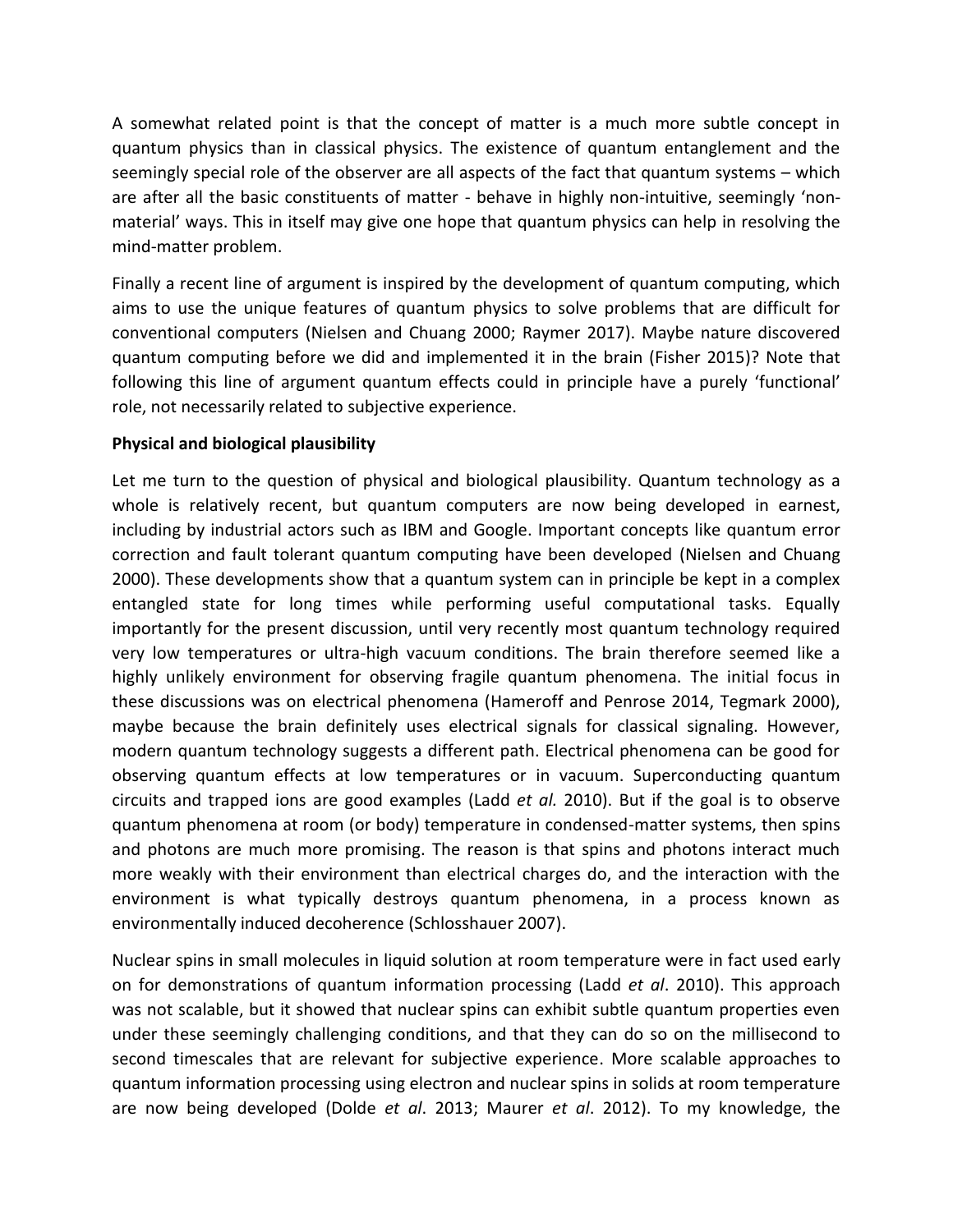A somewhat related point is that the concept of matter is a much more subtle concept in quantum physics than in classical physics. The existence of quantum entanglement and the seemingly special role of the observer are all aspects of the fact that quantum systems – which are after all the basic constituents of matter - behave in highly non-intuitive, seemingly 'non-material' ways. This in itself may give one hope that quantum physics can help in resolving the mind-matter problem.

Finally a recent line of argument is inspired by the development of quantum computing, which aims to use the unique features of quantum physics to solve problems that are difficult for conventional computers (Nielsen and Chuang 2000; Raymer 2017). Maybe nature discovered quantum computing before we did and implemented it in the brain (Fisher 2015)? Note that following this line of argument quantum effects could in principle have a purely 'functional' role, not necessarily related to subjective experience.

**Physical and biological plausibility**

Let me turn to the question of physical and biological plausibility. Quantum technology as a whole is relatively recent, but quantum computers are now being developed in earnest, including by industrial actors such as IBM and Google. Important concepts like quantum error correction and fault tolerant quantum computing have been developed (Nielsen and Chuang 2000). These developments show that a quantum system can in principle be kept in a complex entangled state for long times while performing useful computational tasks. Equally importantly for the present discussion, until very recently most quantum technology required very low temperatures or ultra-high vacuum conditions. The brain therefore seemed like a highly unlikely environment for observing fragile quantum phenomena. The initial focus in these discussions was on electrical phenomena (Hameroff and Penrose 2014, Tegmark 2000), maybe because the brain definitely uses electrical signals for classical signaling. However, modern quantum technology suggests a different path. Electrical phenomena can be good for observing quantum effects at low temperatures or in vacuum. Superconducting quantum circuits and trapped ions are good examples (Ladd *et al.* 2010). But if the goal is to observe quantum phenomena at room (or body) temperature in condensed-matter systems, then spins and photons are much more promising. The reason is that spins and photons interact much more weakly with their environment than electrical charges do, and the interaction with the environment is what typically destroys quantum phenomena, in a process known as environmentally induced decoherence (Schlosshauer 2007).

Nuclear spins in small molecules in liquid solution at room temperature were in fact used early on for demonstrations of quantum information processing (Ladd *et al*. 2010). This approach was not scalable, but it showed that nuclear spins can exhibit subtle quantum properties even under these seemingly challenging conditions, and that they can do so on the millisecond to second timescales that are relevant for subjective experience. More scalable approaches to quantum information processing using electron and nuclear spins in solids at room temperature are now being developed (Dolde *et al*. 2013; Maurer *et al*. 2012). To my knowledge, the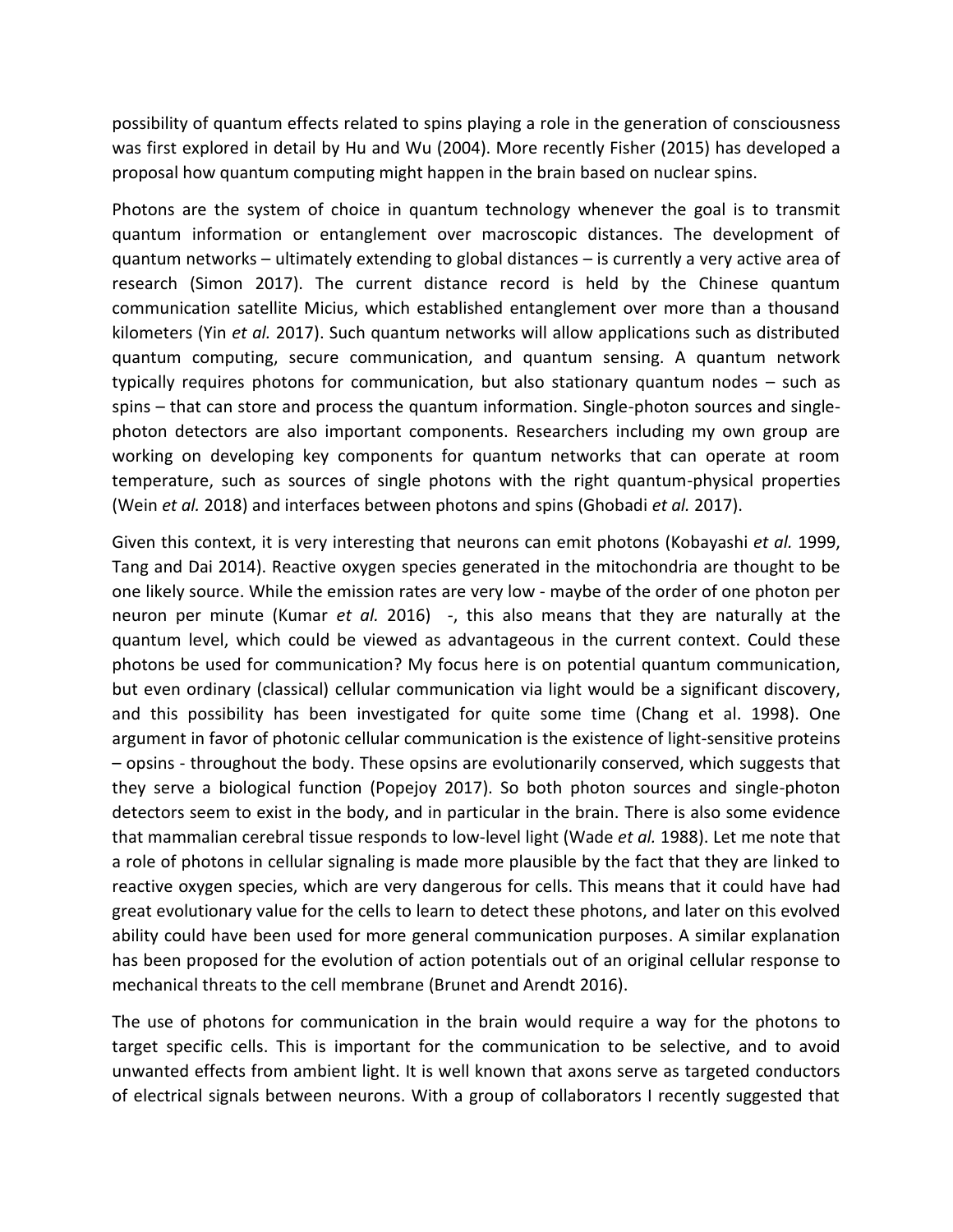possibility of quantum effects related to spins playing a role in the generation of consciousness was first explored in detail by Hu and Wu (2004). More recently Fisher (2015) has developed a proposal how quantum computing might happen in the brain based on nuclear spins.

Photons are the system of choice in quantum technology whenever the goal is to transmit quantum information or entanglement over macroscopic distances. The development of quantum networks – ultimately extending to global distances – is currently a very active area of research (Simon 2017). The current distance record is held by the Chinese quantum communication satellite Micius, which established entanglement over more than a thousand kilometers (Yin *et al.* 2017). Such quantum networks will allow applications such as distributed quantum computing, secure communication, and quantum sensing. A quantum network typically requires photons for communication, but also stationary quantum nodes – such as spins – that can store and process the quantum information. Single-photon sources and single-photon detectors are also important components. Researchers including my own group are working on developing key components for quantum networks that can operate at room temperature, such as sources of single photons with the right quantum-physical properties (Wein *et al.* 2018) and interfaces between photons and spins (Ghobadi *et al.* 2017).

Given this context, it is very interesting that neurons can emit photons (Kobayashi *et al.* 1999, Tang and Dai 2014). Reactive oxygen species generated in the mitochondria are thought to be one likely source. While the emission rates are very low - maybe of the order of one photon per neuron per minute (Kumar *et al.* 2016) -, this also means that they are naturally at the quantum level, which could be viewed as advantageous in the current context. Could these photons be used for communication? My focus here is on potential quantum communication, but even ordinary (classical) cellular communication via light would be a significant discovery, and this possibility has been investigated for quite some time (Chang et al. 1998). One argument in favor of photonic cellular communication is the existence of light-sensitive proteins – opsins - throughout the body. These opsins are evolutionarily conserved, which suggests that they serve a biological function (Popejoy 2017). So both photon sources and single-photon detectors seem to exist in the body, and in particular in the brain. There is also some evidence that mammalian cerebral tissue responds to low-level light (Wade *et al.* 1988). Let me note that a role of photons in cellular signaling is made more plausible by the fact that they are linked to reactive oxygen species, which are very dangerous for cells. This means that it could have had great evolutionary value for the cells to learn to detect these photons, and later on this evolved ability could have been used for more general communication purposes. A similar explanation has been proposed for the evolution of action potentials out of an original cellular response to mechanical threats to the cell membrane (Brunet and Arendt 2016).

The use of photons for communication in the brain would require a way for the photons to target specific cells. This is important for the communication to be selective, and to avoid unwanted effects from ambient light. It is well known that axons serve as targeted conductors of electrical signals between neurons. With a group of collaborators I recently suggested that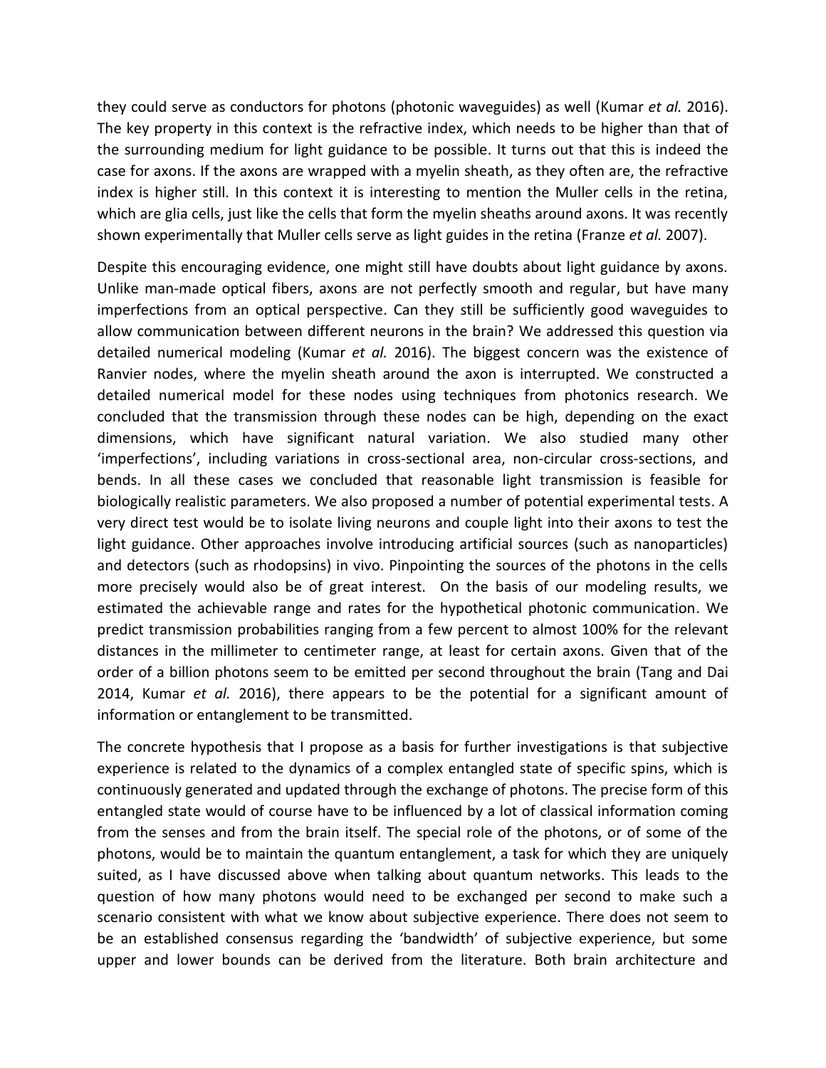they could serve as conductors for photons (photonic waveguides) as well (Kumar *et al.* 2016). The key property in this context is the refractive index, which needs to be higher than that of the surrounding medium for light guidance to be possible. It turns out that this is indeed the case for axons. If the axons are wrapped with a myelin sheath, as they often are, the refractive index is higher still. In this context it is interesting to mention the Muller cells in the retina, which are glia cells, just like the cells that form the myelin sheaths around axons. It was recently shown experimentally that Muller cells serve as light guides in the retina (Franze *et al.* 2007).

Despite this encouraging evidence, one might still have doubts about light guidance by axons. Unlike man-made optical fibers, axons are not perfectly smooth and regular, but have many imperfections from an optical perspective. Can they still be sufficiently good waveguides to allow communication between different neurons in the brain? We addressed this question via detailed numerical modeling (Kumar *et al.* 2016). The biggest concern was the existence of Ranvier nodes, where the myelin sheath around the axon is interrupted. We constructed a detailed numerical model for these nodes using techniques from photonics research. We concluded that the transmission through these nodes can be high, depending on the exact dimensions, which have significant natural variation. We also studied many other 'imperfections', including variations in cross-sectional area, non-circular cross-sections, and bends. In all these cases we concluded that reasonable light transmission is feasible for biologically realistic parameters. We also proposed a number of potential experimental tests. A very direct test would be to isolate living neurons and couple light into their axons to test the light guidance. Other approaches involve introducing artificial sources (such as nanoparticles) and detectors (such as rhodopsins) in vivo. Pinpointing the sources of the photons in the cells more precisely would also be of great interest. On the basis of our modeling results, we estimated the achievable range and rates for the hypothetical photonic communication. We predict transmission probabilities ranging from a few percent to almost 100% for the relevant distances in the millimeter to centimeter range, at least for certain axons. Given that of the order of a billion photons seem to be emitted per second throughout the brain (Tang and Dai 2014, Kumar *et al.* 2016), there appears to be the potential for a significant amount of information or entanglement to be transmitted.

The concrete hypothesis that I propose as a basis for further investigations is that subjective experience is related to the dynamics of a complex entangled state of specific spins, which is continuously generated and updated through the exchange of photons. The precise form of this entangled state would of course have to be influenced by a lot of classical information coming from the senses and from the brain itself. The special role of the photons, or of some of the photons, would be to maintain the quantum entanglement, a task for which they are uniquely suited, as I have discussed above when talking about quantum networks. This leads to the question of how many photons would need to be exchanged per second to make such a scenario consistent with what we know about subjective experience. There does not seem to be an established consensus regarding the 'bandwidth' of subjective experience, but some upper and lower bounds can be derived from the literature. Both brain architecture and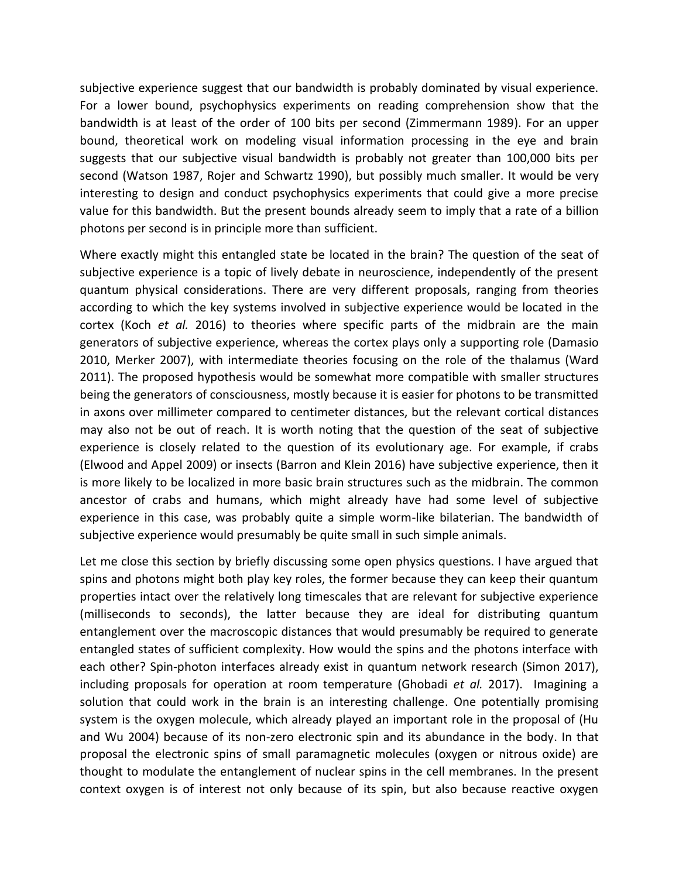subjective experience suggest that our bandwidth is probably dominated by visual experience. For a lower bound, psychophysics experiments on reading comprehension show that the bandwidth is at least of the order of 100 bits per second (Zimmermann 1989). For an upper bound, theoretical work on modeling visual information processing in the eye and brain suggests that our subjective visual bandwidth is probably not greater than 100,000 bits per second (Watson 1987, Rojer and Schwartz 1990), but possibly much smaller. It would be very interesting to design and conduct psychophysics experiments that could give a more precise value for this bandwidth. But the present bounds already seem to imply that a rate of a billion photons per second is in principle more than sufficient.

Where exactly might this entangled state be located in the brain? The question of the seat of subjective experience is a topic of lively debate in neuroscience, independently of the present quantum physical considerations. There are very different proposals, ranging from theories according to which the key systems involved in subjective experience would be located in the cortex (Koch *et al.* 2016) to theories where specific parts of the midbrain are the main generators of subjective experience, whereas the cortex plays only a supporting role (Damasio 2010, Merker 2007), with intermediate theories focusing on the role of the thalamus (Ward 2011). The proposed hypothesis would be somewhat more compatible with smaller structures being the generators of consciousness, mostly because it is easier for photons to be transmitted in axons over millimeter compared to centimeter distances, but the relevant cortical distances may also not be out of reach. It is worth noting that the question of the seat of subjective experience is closely related to the question of its evolutionary age. For example, if crabs (Elwood and Appel 2009) or insects (Barron and Klein 2016) have subjective experience, then it is more likely to be localized in more basic brain structures such as the midbrain. The common ancestor of crabs and humans, which might already have had some level of subjective experience in this case, was probably quite a simple worm-like bilaterian. The bandwidth of subjective experience would presumably be quite small in such simple animals.

Let me close this section by briefly discussing some open physics questions. I have argued that spins and photons might both play key roles, the former because they can keep their quantum properties intact over the relatively long timescales that are relevant for subjective experience (milliseconds to seconds), the latter because they are ideal for distributing quantum entanglement over the macroscopic distances that would presumably be required to generate entangled states of sufficient complexity. How would the spins and the photons interface with each other? Spin-photon interfaces already exist in quantum network research (Simon 2017), including proposals for operation at room temperature (Ghobadi *et al.* 2017). Imagining a solution that could work in the brain is an interesting challenge. One potentially promising system is the oxygen molecule, which already played an important role in the proposal of (Hu and Wu 2004) because of its non-zero electronic spin and its abundance in the body. In that proposal the electronic spins of small paramagnetic molecules (oxygen or nitrous oxide) are thought to modulate the entanglement of nuclear spins in the cell membranes. In the present context oxygen is of interest not only because of its spin, but also because reactive oxygen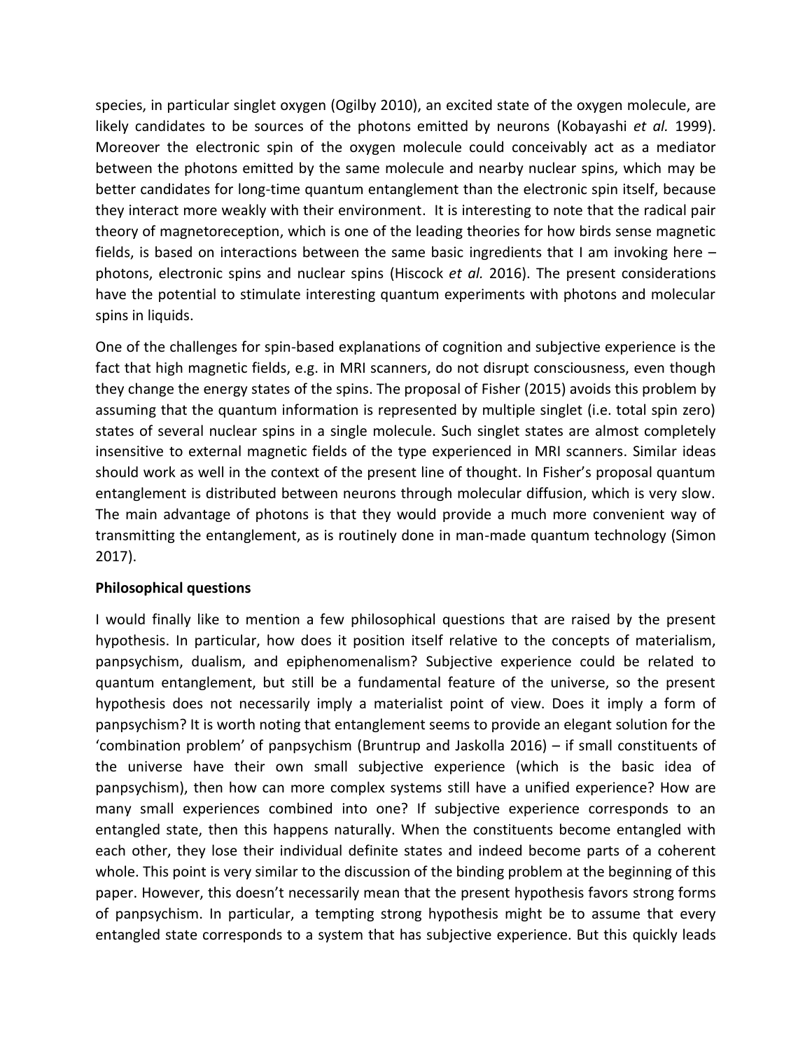species, in particular singlet oxygen (Ogilby 2010), an excited state of the oxygen molecule, are likely candidates to be sources of the photons emitted by neurons (Kobayashi *et al.* 1999). Moreover the electronic spin of the oxygen molecule could conceivably act as a mediator between the photons emitted by the same molecule and nearby nuclear spins, which may be better candidates for long-time quantum entanglement than the electronic spin itself, because they interact more weakly with their environment. It is interesting to note that the radical pair theory of magnetoreception, which is one of the leading theories for how birds sense magnetic fields, is based on interactions between the same basic ingredients that I am invoking here – photons, electronic spins and nuclear spins (Hiscock *et al.* 2016). The present considerations have the potential to stimulate interesting quantum experiments with photons and molecular spins in liquids.

One of the challenges for spin-based explanations of cognition and subjective experience is the fact that high magnetic fields, e.g. in MRI scanners, do not disrupt consciousness, even though they change the energy states of the spins. The proposal of Fisher (2015) avoids this problem by assuming that the quantum information is represented by multiple singlet (i.e. total spin zero) states of several nuclear spins in a single molecule. Such singlet states are almost completely insensitive to external magnetic fields of the type experienced in MRI scanners. Similar ideas should work as well in the context of the present line of thought. In Fisher's proposal quantum entanglement is distributed between neurons through molecular diffusion, which is very slow. The main advantage of photons is that they would provide a much more convenient way of transmitting the entanglement, as is routinely done in man-made quantum technology (Simon 2017).

**Philosophical questions**

I would finally like to mention a few philosophical questions that are raised by the present hypothesis. In particular, how does it position itself relative to the concepts of materialism, panpsychism, dualism, and epiphenomenalism? Subjective experience could be related to quantum entanglement, but still be a fundamental feature of the universe, so the present hypothesis does not necessarily imply a materialist point of view. Does it imply a form of panpsychism? It is worth noting that entanglement seems to provide an elegant solution for the 'combination problem' of panpsychism (Bruntrup and Jaskolla 2016) – if small constituents of the universe have their own small subjective experience (which is the basic idea of panpsychism), then how can more complex systems still have a unified experience? How are many small experiences combined into one? If subjective experience corresponds to an entangled state, then this happens naturally. When the constituents become entangled with each other, they lose their individual definite states and indeed become parts of a coherent whole. This point is very similar to the discussion of the binding problem at the beginning of this paper. However, this doesn't necessarily mean that the present hypothesis favors strong forms of panpsychism. In particular, a tempting strong hypothesis might be to assume that every entangled state corresponds to a system that has subjective experience. But this quickly leads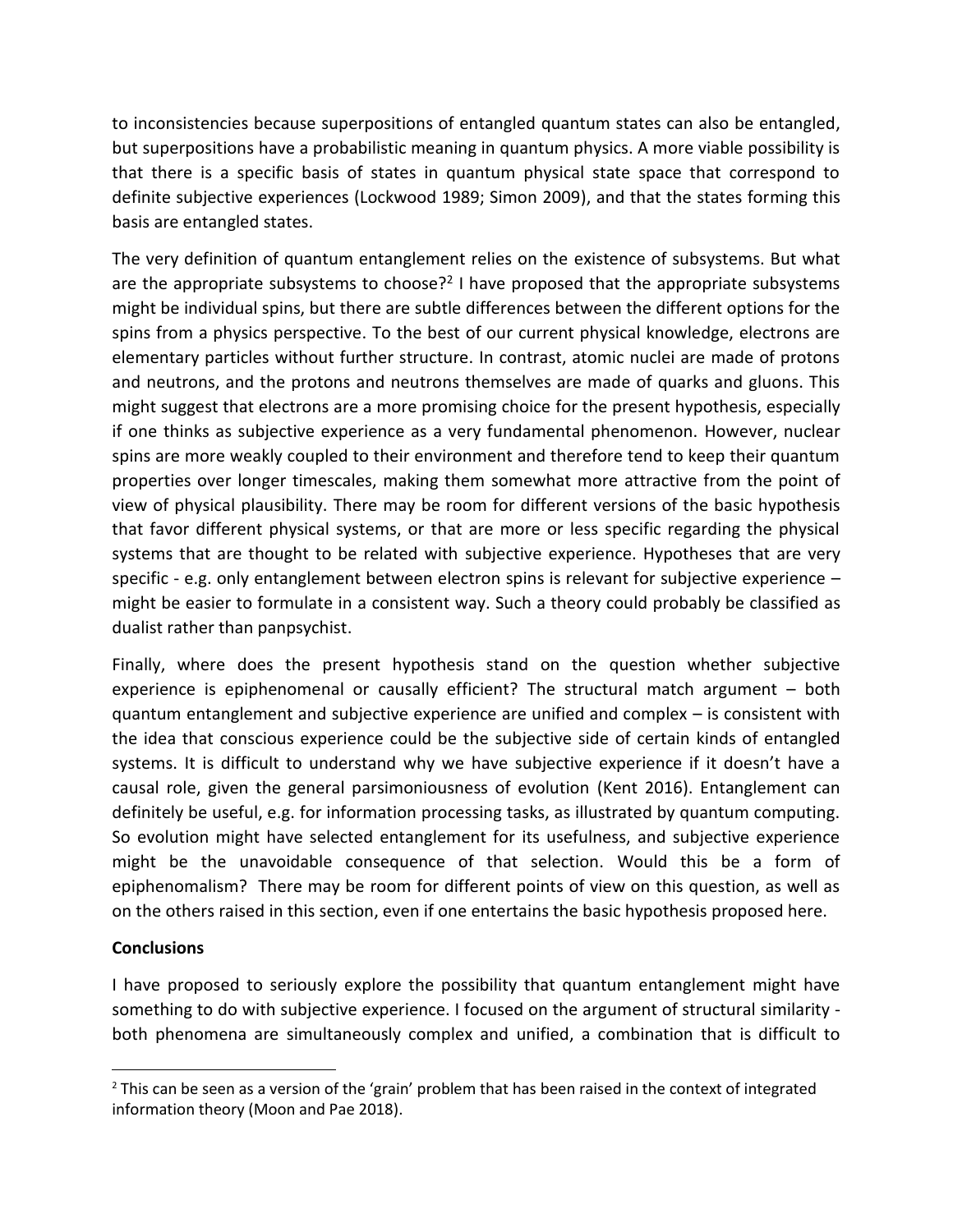to inconsistencies because superpositions of entangled quantum states can also be entangled, but superpositions have a probabilistic meaning in quantum physics. A more viable possibility is that there is a specific basis of states in quantum physical state space that correspond to definite subjective experiences (Lockwood 1989; Simon 2009), and that the states forming this basis are entangled states.

The very definition of quantum entanglement relies on the existence of subsystems. But what are the appropriate subsystems to choose?[2] I have proposed that the appropriate subsystems might be individual spins, but there are subtle differences between the different options for the spins from a physics perspective. To the best of our current physical knowledge, electrons are elementary particles without further structure. In contrast, atomic nuclei are made of protons and neutrons, and the protons and neutrons themselves are made of quarks and gluons. This might suggest that electrons are a more promising choice for the present hypothesis, especially if one thinks as subjective experience as a very fundamental phenomenon. However, nuclear spins are more weakly coupled to their environment and therefore tend to keep their quantum properties over longer timescales, making them somewhat more attractive from the point of view of physical plausibility. There may be room for different versions of the basic hypothesis that favor different physical systems, or that are more or less specific regarding the physical systems that are thought to be related with subjective experience. Hypotheses that are very specific - e.g. only entanglement between electron spins is relevant for subjective experience – might be easier to formulate in a consistent way. Such a theory could probably be classified as dualist rather than panpsychist.

Finally, where does the present hypothesis stand on the question whether subjective experience is epiphenomenal or causally efficient? The structural match argument – both quantum entanglement and subjective experience are unified and complex – is consistent with the idea that conscious experience could be the subjective side of certain kinds of entangled systems. It is difficult to understand why we have subjective experience if it doesn't have a causal role, given the general parsimoniousness of evolution (Kent 2016). Entanglement can definitely be useful, e.g. for information processing tasks, as illustrated by quantum computing. So evolution might have selected entanglement for its usefulness, and subjective experience might be the unavoidable consequence of that selection. Would this be a form of epiphenomalism? There may be room for different points of view on this question, as well as on the others raised in this section, even if one entertains the basic hypothesis proposed here.

**Conclusions**

I have proposed to seriously explore the possibility that quantum entanglement might have something to do with subjective experience. I focused on the argument of structural similarity - both phenomena are simultaneously complex and unified, a combination that is difficult to

[2] This can be seen as a version of the 'grain' problem that has been raised in the context of integrated information theory (Moon and Pae 2018).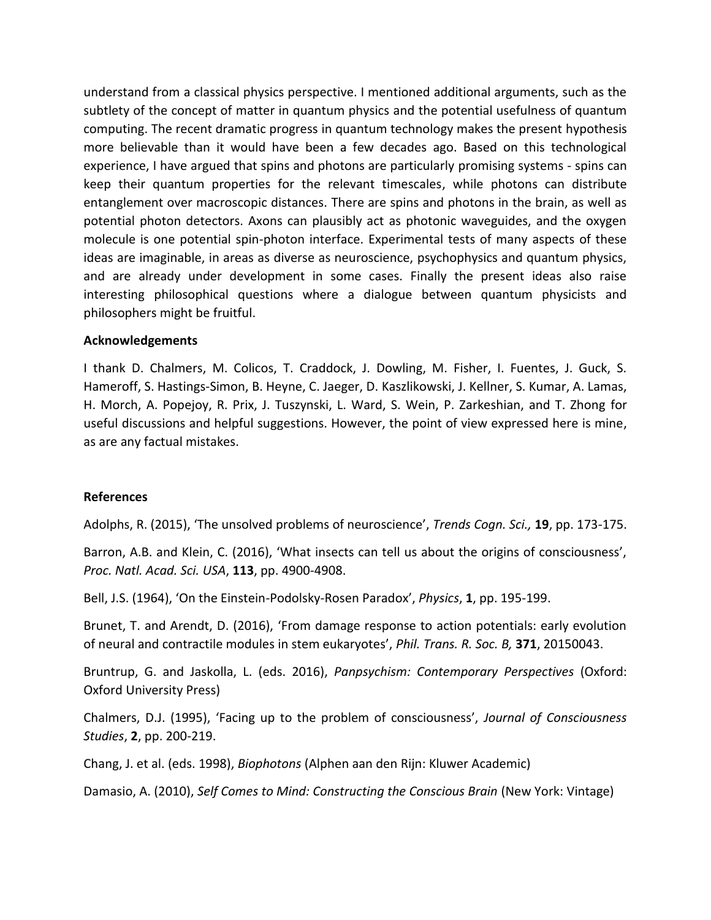understand from a classical physics perspective. I mentioned additional arguments, such as the subtlety of the concept of matter in quantum physics and the potential usefulness of quantum computing. The recent dramatic progress in quantum technology makes the present hypothesis more believable than it would have been a few decades ago. Based on this technological experience, I have argued that spins and photons are particularly promising systems - spins can keep their quantum properties for the relevant timescales, while photons can distribute entanglement over macroscopic distances. There are spins and photons in the brain, as well as potential photon detectors. Axons can plausibly act as photonic waveguides, and the oxygen molecule is one potential spin-photon interface. Experimental tests of many aspects of these ideas are imaginable, in areas as diverse as neuroscience, psychophysics and quantum physics, and are already under development in some cases. Finally the present ideas also raise interesting philosophical questions where a dialogue between quantum physicists and philosophers might be fruitful.

**Acknowledgements**

I thank D. Chalmers, M. Colicos, T. Craddock, J. Dowling, M. Fisher, I. Fuentes, J. Guck, S. Hameroff, S. Hastings-Simon, B. Heyne, C. Jaeger, D. Kaszlikowski, J. Kellner, S. Kumar, A. Lamas, H. Morch, A. Popejoy, R. Prix, J. Tuszynski, L. Ward, S. Wein, P. Zarkeshian, and T. Zhong for useful discussions and helpful suggestions. However, the point of view expressed here is mine, as are any factual mistakes.

**References**

Adolphs, R. (2015), 'The unsolved problems of neuroscience', *Trends Cogn. Sci.,* **19**, pp. 173-175.

Barron, A.B. and Klein, C. (2016), 'What insects can tell us about the origins of consciousness', *Proc. Natl. Acad. Sci. USA*, **113**, pp. 4900-4908.

Bell, J.S. (1964), 'On the Einstein-Podolsky-Rosen Paradox', *Physics*, **1**, pp. 195-199.

Brunet, T. and Arendt, D. (2016), 'From damage response to action potentials: early evolution of neural and contractile modules in stem eukaryotes', *Phil. Trans. R. Soc. B,* **371**, 20150043.

Bruntrup, G. and Jaskolla, L. (eds. 2016), *Panpsychism: Contemporary Perspectives* (Oxford: Oxford University Press)

Chalmers, D.J. (1995), 'Facing up to the problem of consciousness', *Journal of Consciousness Studies*, **2**, pp. 200-219.

Chang, J. et al. (eds. 1998), *Biophotons* (Alphen aan den Rijn: Kluwer Academic)

Damasio, A. (2010), *Self Comes to Mind: Constructing the Conscious Brain* (New York: Vintage)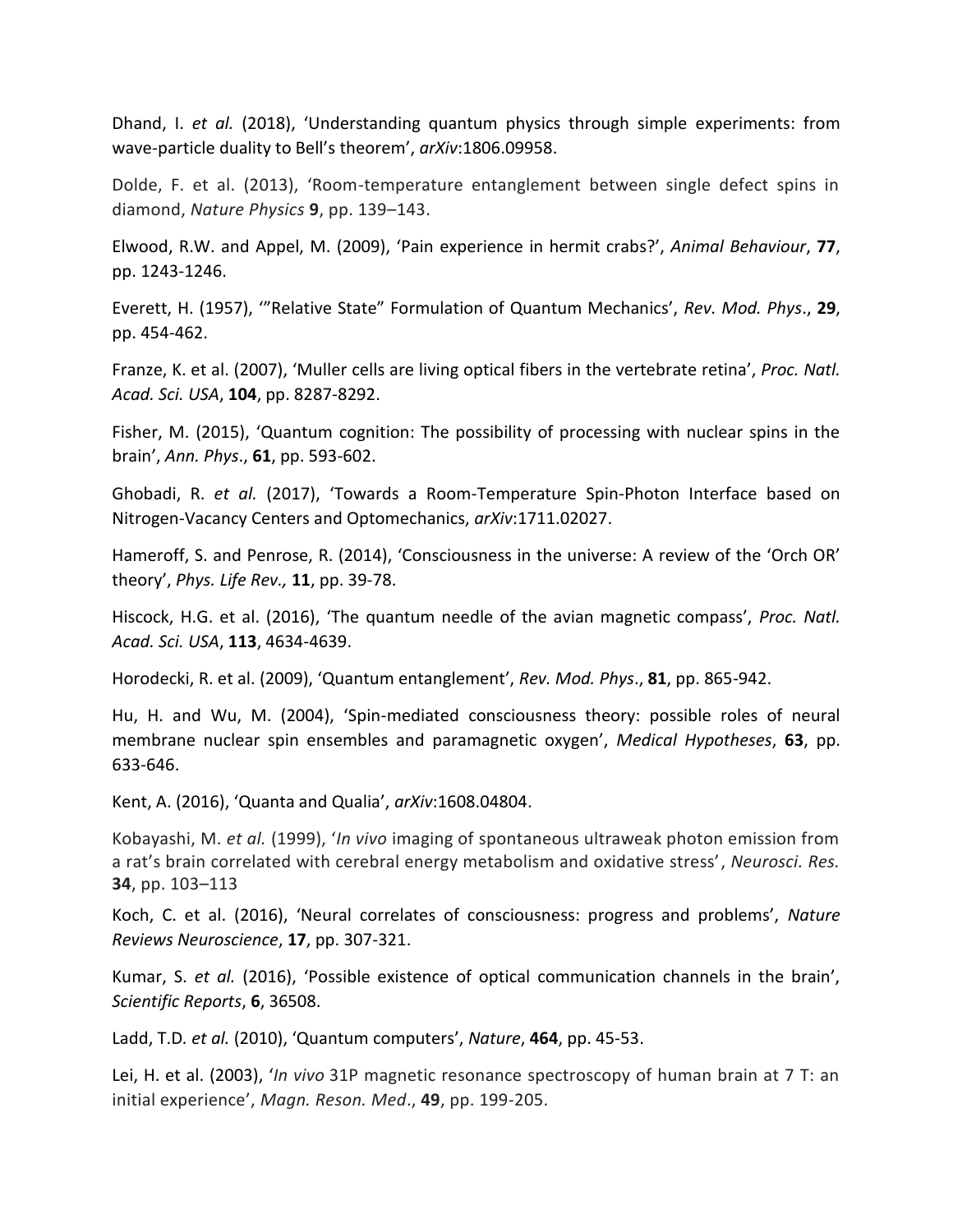Dhand, I. *et al.* (2018), ‘Understanding quantum physics through simple experiments: from wave-particle duality to Bell’s theorem’, *arXiv*:1806.09958.

Dolde, F. et al. (2013), ‘Room-temperature entanglement between single defect spins in diamond, *Nature Physics* **9**, pp. 139–143.

Elwood, R.W. and Appel, M. (2009), ‘Pain experience in hermit crabs?’, *Animal Behaviour*, **77**, pp. 1243-1246.

Everett, H. (1957), ‘”Relative State” Formulation of Quantum Mechanics’, *Rev. Mod. Phys*., **29**, pp. 454-462.

Franze, K. et al. (2007), ‘Muller cells are living optical fibers in the vertebrate retina’, *Proc. Natl. Acad. Sci. USA*, **104**, pp. 8287-8292.

Fisher, M. (2015), ‘Quantum cognition: The possibility of processing with nuclear spins in the brain’, *Ann. Phys*., **61**, pp. 593-602.

Ghobadi, R. *et al.* (2017), ‘Towards a Room-Temperature Spin-Photon Interface based on Nitrogen-Vacancy Centers and Optomechanics, *arXiv*:1711.02027.

Hameroff, S. and Penrose, R. (2014), ‘Consciousness in the universe: A review of the ‘Orch OR’ theory’, *Phys. Life Rev.,* **11**, pp. 39-78.

Hiscock, H.G. et al. (2016), ‘The quantum needle of the avian magnetic compass’, *Proc. Natl. Acad. Sci. USA*, **113**, 4634-4639.

Horodecki, R. et al. (2009), ‘Quantum entanglement’, *Rev. Mod. Phys*., **81**, pp. 865-942.

Hu, H. and Wu, M. (2004), ‘Spin-mediated consciousness theory: possible roles of neural membrane nuclear spin ensembles and paramagnetic oxygen’, *Medical Hypotheses*, **63**, pp. 633-646.

Kent, A. (2016), ‘Quanta and Qualia’, *arXiv*:1608.04804.

Kobayashi, M. *et al.* (1999), ‘*In vivo* imaging of spontaneous ultraweak photon emission from a rat’s brain correlated with cerebral energy metabolism and oxidative stress’, *Neurosci. Res.* **34**, pp. 103–113

Koch, C. et al. (2016), ‘Neural correlates of consciousness: progress and problems’, *Nature Reviews Neuroscience*, **17**, pp. 307-321.

Kumar, S. *et al.* (2016), ‘Possible existence of optical communication channels in the brain’, *Scientific Reports*, **6**, 36508.

Ladd, T.D. *et al.* (2010), ‘Quantum computers’, *Nature*, **464**, pp. 45-53.

Lei, H. et al. (2003), ‘*In vivo* 31P magnetic resonance spectroscopy of human brain at 7 T: an initial experience’, *Magn. Reson. Med*., **49**, pp. 199-205.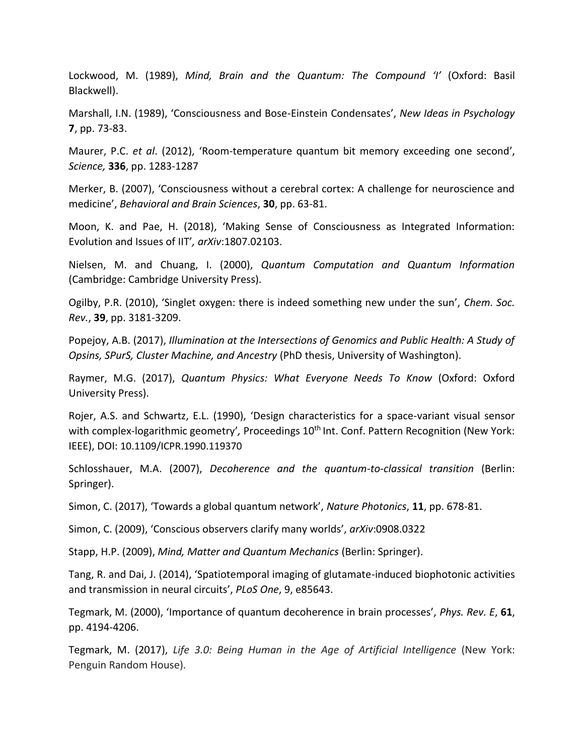Lockwood, M. (1989), *Mind, Brain and the Quantum: The Compound 'I'* (Oxford: Basil Blackwell).

Marshall, I.N. (1989), 'Consciousness and Bose-Einstein Condensates', *New Ideas in Psychology* **7**, pp. 73-83.

Maurer, P.C. *et al*. (2012), 'Room-temperature quantum bit memory exceeding one second', *Science,* **336**, pp. 1283-1287

Merker, B. (2007), 'Consciousness without a cerebral cortex: A challenge for neuroscience and medicine', *Behavioral and Brain Sciences*, **30**, pp. 63-81.

Moon, K. and Pae, H. (2018), 'Making Sense of Consciousness as Integrated Information: Evolution and Issues of IIT'*, arXiv*:1807.02103.

Nielsen, M. and Chuang, I. (2000), *Quantum Computation and Quantum Information* (Cambridge: Cambridge University Press).

Ogilby, P.R. (2010), 'Singlet oxygen: there is indeed something new under the sun', *Chem. Soc. Rev.*, **39**, pp. 3181-3209.

Popejoy, A.B. (2017), *Illumination at the Intersections of Genomics and Public Health: A Study of Opsins, SPurS, Cluster Machine, and Ancestry* (PhD thesis, University of Washington).

Raymer, M.G. (2017), *Quantum Physics: What Everyone Needs To Know* (Oxford: Oxford University Press).

Rojer, A.S. and Schwartz, E.L. (1990), 'Design characteristics for a space-variant visual sensor with complex-logarithmic geometry'*,* Proceedings 10th Int. Conf. Pattern Recognition (New York: IEEE), DOI: 10.1109/ICPR.1990.119370

Schlosshauer, M.A. (2007), *Decoherence and the quantum-to-classical transition* (Berlin: Springer).

Simon, C. (2017), 'Towards a global quantum network', *Nature Photonics*, **11**, pp. 678-81.

Simon, C. (2009), 'Conscious observers clarify many worlds', *arXiv*:0908.0322

Stapp, H.P. (2009), *Mind, Matter and Quantum Mechanics* (Berlin: Springer).

Tang, R. and Dai, J. (2014), 'Spatiotemporal imaging of glutamate-induced biophotonic activities and transmission in neural circuits', *PLoS One*, 9, e85643.

Tegmark, M. (2000), 'Importance of quantum decoherence in brain processes', *Phys. Rev. E*, **61**, pp. 4194-4206.

Tegmark, M. (2017), *Life 3.0: Being Human in the Age of Artificial Intelligence* (New York: Penguin Random House).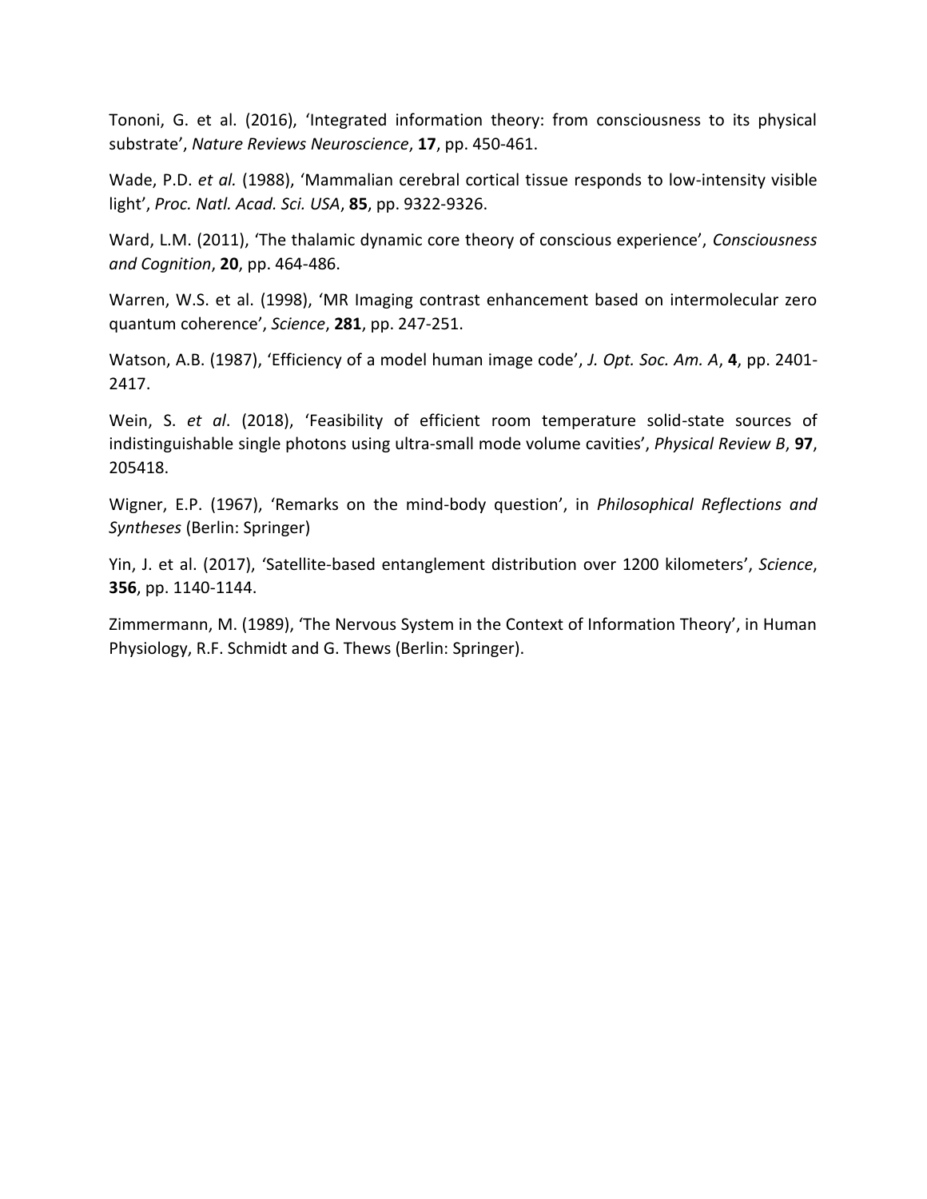Tononi, G. et al. (2016), 'Integrated information theory: from consciousness to its physical substrate', *Nature Reviews Neuroscience*, **17**, pp. 450-461.

Wade, P.D. *et al.* (1988), 'Mammalian cerebral cortical tissue responds to low-intensity visible light', *Proc. Natl. Acad. Sci. USA*, **85**, pp. 9322-9326.

Ward, L.M. (2011), 'The thalamic dynamic core theory of conscious experience', *Consciousness and Cognition*, **20**, pp. 464-486.

Warren, W.S. et al. (1998), 'MR Imaging contrast enhancement based on intermolecular zero quantum coherence', *Science*, **281**, pp. 247-251.

Watson, A.B. (1987), 'Efficiency of a model human image code', *J. Opt. Soc. Am. A*, **4**, pp. 2401-2417.

Wein, S. *et al*. (2018), 'Feasibility of efficient room temperature solid-state sources of indistinguishable single photons using ultra-small mode volume cavities', *Physical Review B*, **97**, 205418.

Wigner, E.P. (1967), 'Remarks on the mind-body question', in *Philosophical Reflections and Syntheses* (Berlin: Springer)

Yin, J. et al. (2017), 'Satellite-based entanglement distribution over 1200 kilometers', *Science*, **356**, pp. 1140-1144.

Zimmermann, M. (1989), 'The Nervous System in the Context of Information Theory', in Human Physiology, R.F. Schmidt and G. Thews (Berlin: Springer).